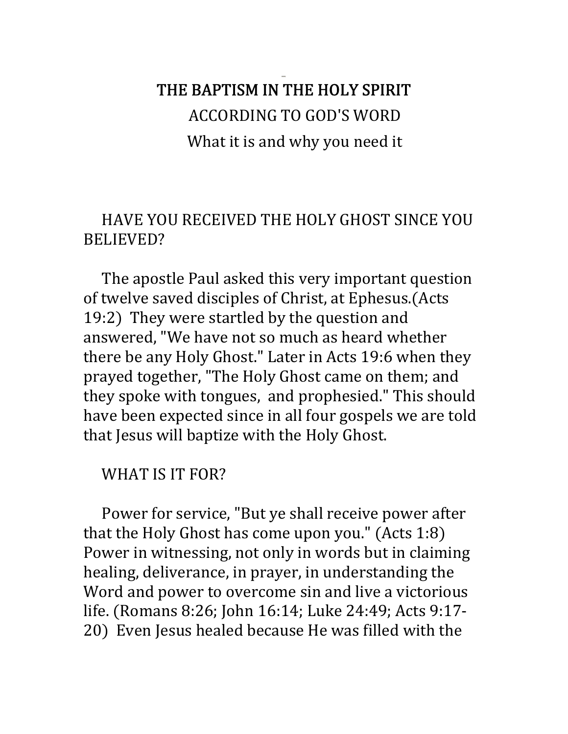# THE BAPTISM IN THE HOLY SPIRIT

## ACCORDING TO GOD'S WORD

### What it is and why you need it

## HAVE YOU RECEIVED THE HOLY GHOST SINCE YOU BELIEVED?

The apostle Paul asked this very important question of twelve saved disciples of Christ, at Ephesus.(Acts 19:2) They were startled by the question and answered, "We have not so much as heard whether there be any Holy Ghost." Later in Acts 19:6 when they prayed together, "The Holy Ghost came on them; and they spoke with tongues, and prophesied." This should have been expected since in all four gospels we are told that Jesus will baptize with the Holy Ghost.

## WHAT IS IT FOR?

Power for service, "But ye shall receive power after that the Holy Ghost has come upon you." (Acts 1:8) Power in witnessing, not only in words but in claiming healing, deliverance, in prayer, in understanding the Word and power to overcome sin and live a victorious life. (Romans 8:26; John 16:14; Luke 24:49; Acts 9:17-20) Even Jesus healed because He was filled with the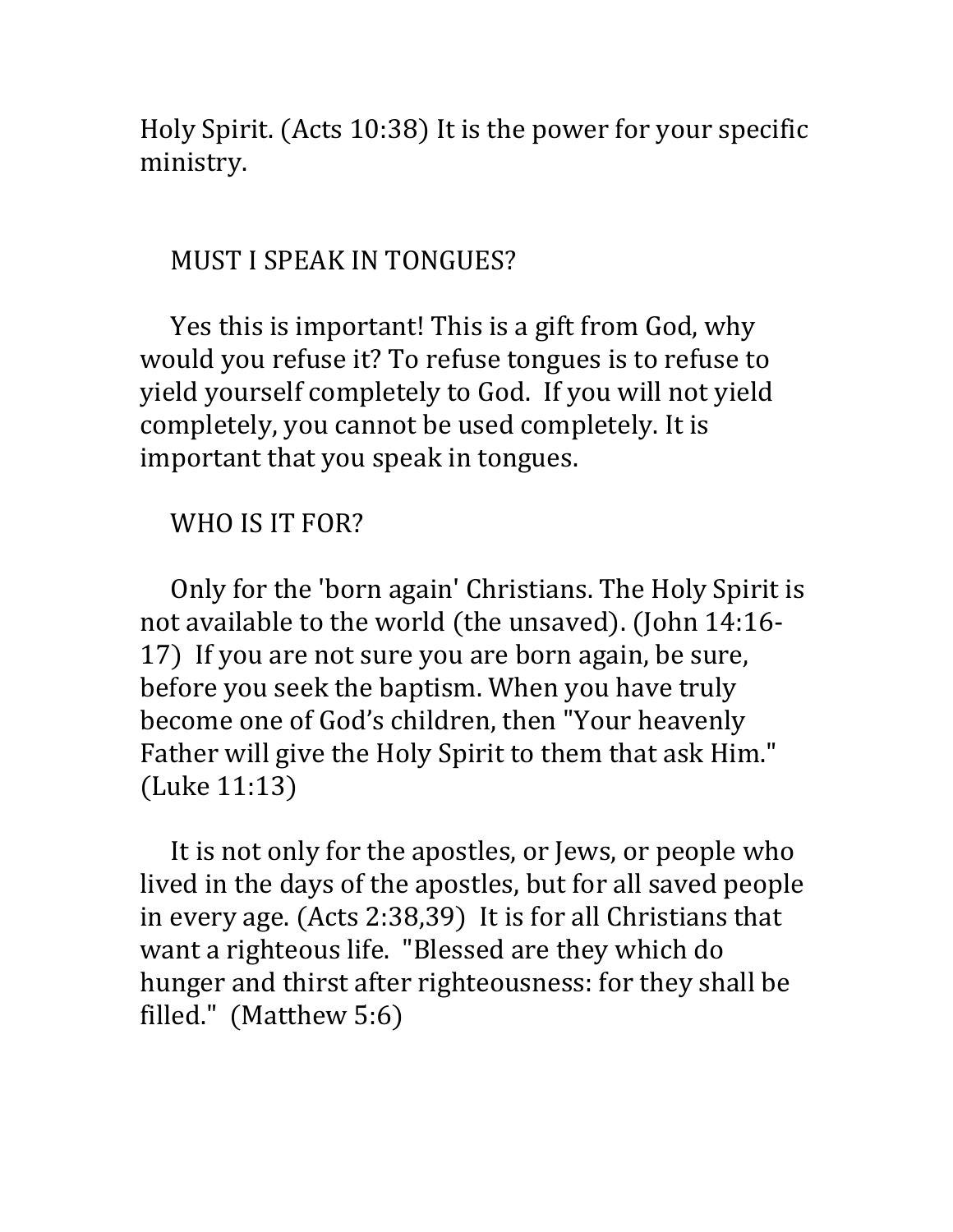Holy Spirit. (Acts 10:38) It is the power for your specific ministry.

## MUST I SPEAK IN TONGUES?

Yes this is important! This is a gift from God, why would you refuse it? To refuse tongues is to refuse to yield yourself completely to God. If you will not yield completely, you cannot be used completely. It is important that you speak in tongues.

## WHO IS IT FOR?

Only for the 'born again' Christians. The Holy Spirit is not available to the world (the unsaved). (John 14:16-17) If you are not sure you are born again, be sure, before you seek the baptism. When you have truly become one of God's children, then "Your heavenly Father will give the Holy Spirit to them that ask Him." (Luke 11:13)

It is not only for the apostles, or Jews, or people who lived in the days of the apostles, but for all saved people in every age. (Acts 2:38,39) It is for all Christians that want a righteous life. "Blessed are they which do hunger and thirst after righteousness: for they shall be filled." (Matthew 5:6)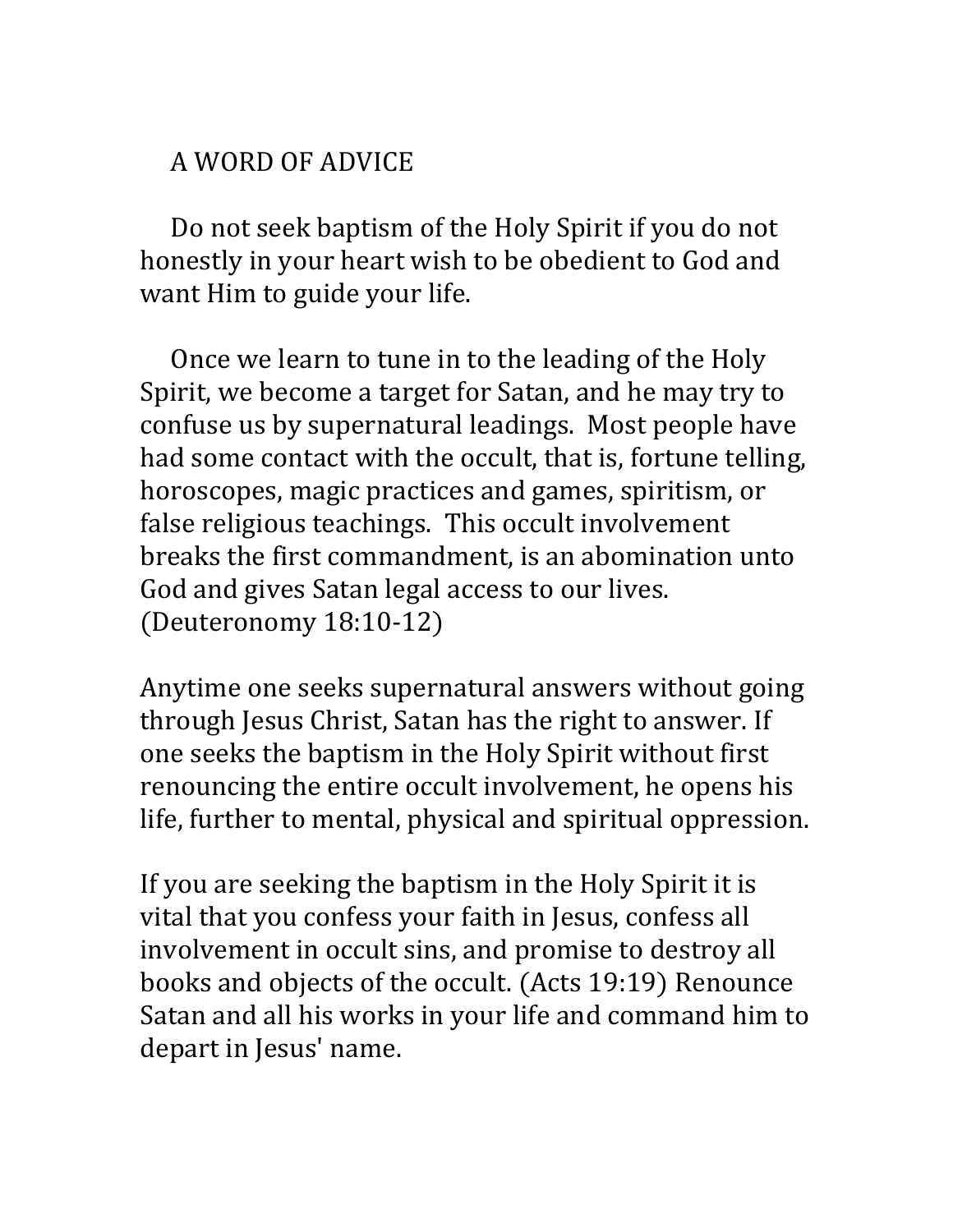# A WORD OF ADVICE

Do not seek baptism of the Holy Spirit if you do not honestly in your heart wish to be obedient to God and want Him to guide your life.

Once we learn to tune in to the leading of the Holy Spirit, we become a target for Satan, and he may try to confuse us by supernatural leadings. Most people have had some contact with the occult, that is, fortune telling, horoscopes, magic practices and games, spiritism, or false religious teachings. This occult involvement breaks the first commandment, is an abomination unto God and gives Satan legal access to our lives. (Deuteronomy 18:10-12)

Anytime one seeks supernatural answers without going through Jesus Christ, Satan has the right to answer. If one seeks the baptism in the Holy Spirit without first renouncing the entire occult involvement, he opens his life, further to mental, physical and spiritual oppression.

If you are seeking the baptism in the Holy Spirit it is vital that you confess your faith in Jesus, confess all involvement in occult sins, and promise to destroy all books and objects of the occult. (Acts 19:19) Renounce Satan and all his works in your life and command him to depart in Jesus' name.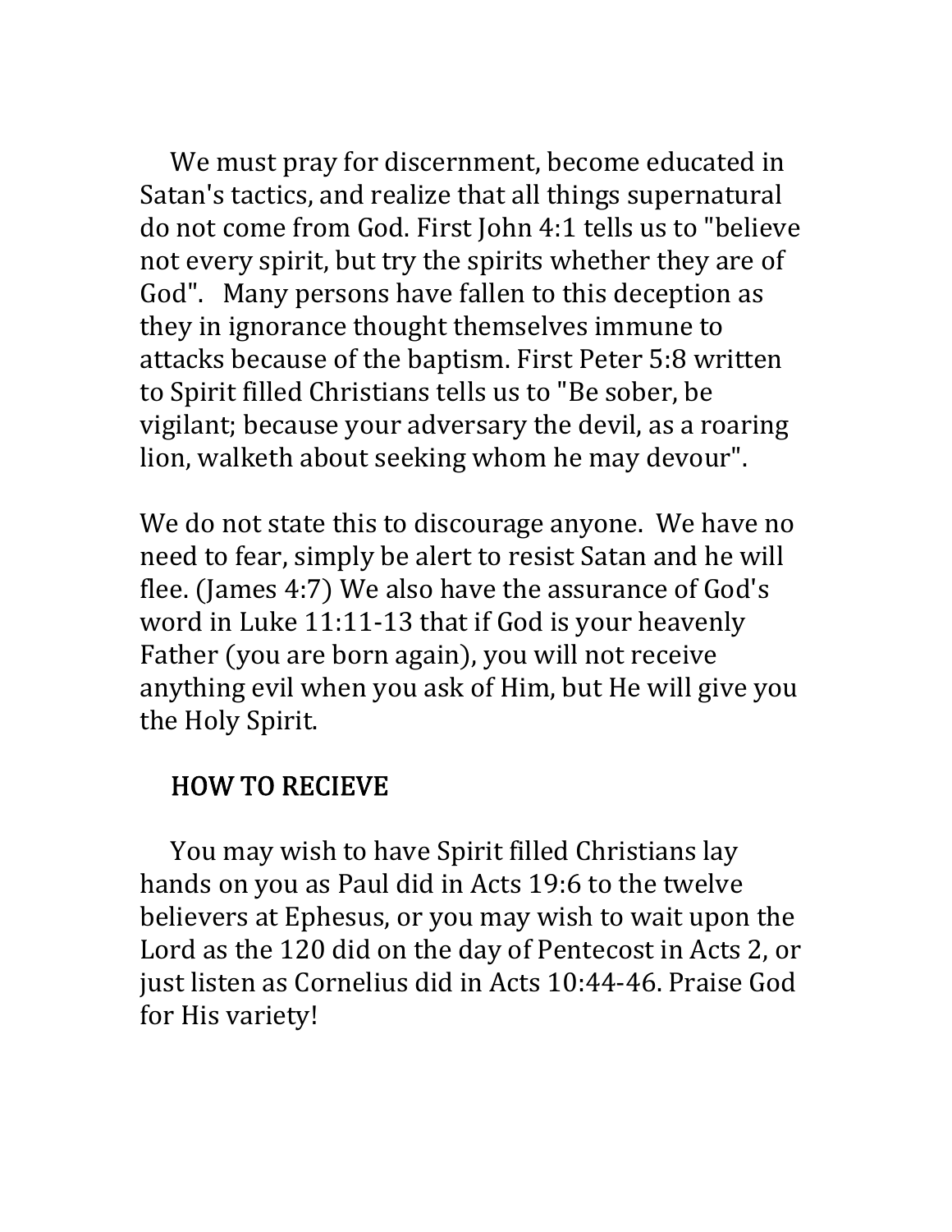We must pray for discernment, become educated in Satan's tactics, and realize that all things supernatural do not come from God. First John 4:1 tells us to "believe not every spirit, but try the spirits whether they are of God". Many persons have fallen to this deception as they in ignorance thought themselves immune to attacks because of the baptism. First Peter 5:8 written to Spirit filled Christians tells us to "Be sober, be vigilant; because your adversary the devil, as a roaring lion, walketh about seeking whom he may devour".

We do not state this to discourage anyone. We have no need to fear, simply be alert to resist Satan and he will flee. (James 4:7) We also have the assurance of God's word in Luke 11:11-13 that if God is your heavenly Father (you are born again), you will not receive anything evil when you ask of Him, but He will give you the Holy Spirit.

## HOW TO RECIEVE

You may wish to have Spirit filled Christians lay hands on you as Paul did in Acts 19:6 to the twelve believers at Ephesus, or you may wish to wait upon the Lord as the 120 did on the day of Pentecost in Acts 2, or just listen as Cornelius did in Acts 10:44-46. Praise God for His variety!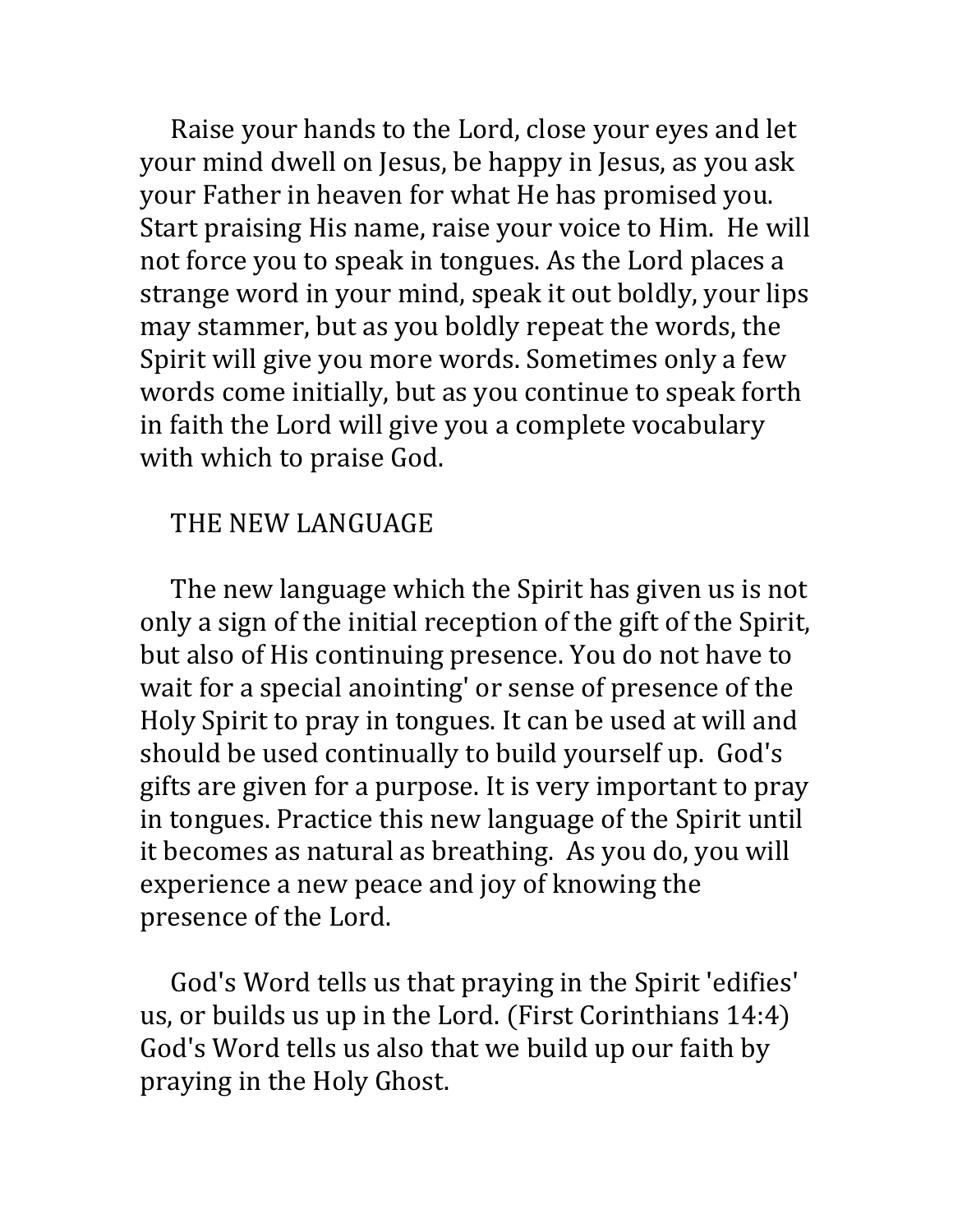Raise your hands to the Lord, close your eyes and let your mind dwell on Jesus, be happy in Jesus, as you ask your Father in heaven for what He has promised you. Start praising His name, raise your voice to Him. He will not force you to speak in tongues. As the Lord places a strange word in your mind, speak it out boldly, your lips may stammer, but as you boldly repeat the words, the Spirit will give you more words. Sometimes only a few words come initially, but as you continue to speak forth in faith the Lord will give you a complete vocabulary with which to praise God.

## THE NEW LANGUAGE

The new language which the Spirit has given us is not only a sign of the initial reception of the gift of the Spirit, but also of His continuing presence. You do not have to wait for a special anointing' or sense of presence of the Holy Spirit to pray in tongues. It can be used at will and should be used continually to build yourself up. God's gifts are given for a purpose. It is very important to pray in tongues. Practice this new language of the Spirit until it becomes as natural as breathing. As you do, you will experience a new peace and joy of knowing the presence of the Lord.

God's Word tells us that praying in the Spirit 'edifies' us, or builds us up in the Lord. (First Corinthians 14:4) God's Word tells us also that we build up our faith by praying in the Holy Ghost.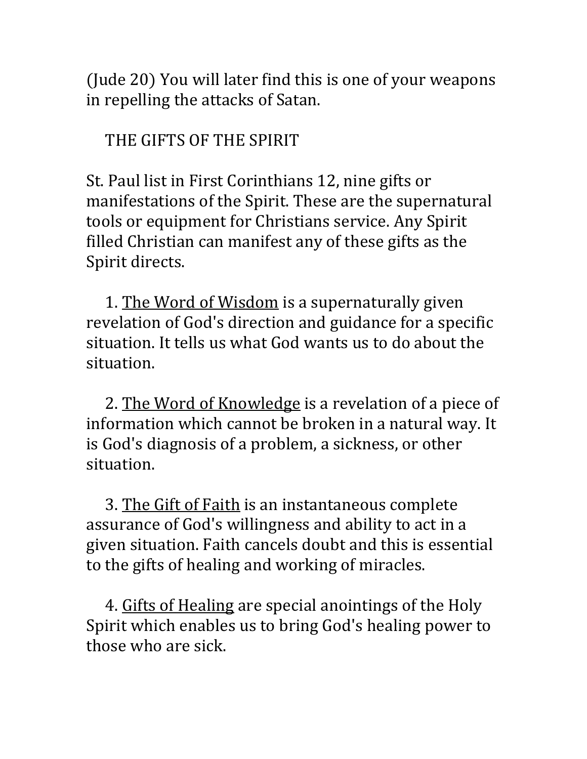(Jude 20) You will later find this is one of your weapons in repelling the attacks of Satan.

## THE GIFTS OF THE SPIRIT

St. Paul list in First Corinthians 12, nine gifts or manifestations of the Spirit. These are the supernatural tools or equipment for Christians service. Any Spirit filled Christian can manifest any of these gifts as the Spirit directs.

1. The Word of Wisdom is a supernaturally given revelation of God's direction and guidance for a specific situation. It tells us what God wants us to do about the situation.

2. The Word of Knowledge is a revelation of a piece of information which cannot be broken in a natural way. It is God's diagnosis of a problem, a sickness, or other situation.

3. The Gift of Faith is an instantaneous complete assurance of God's willingness and ability to act in a given situation. Faith cancels doubt and this is essential to the gifts of healing and working of miracles.

4. Gifts of Healing are special anointings of the Holy Spirit which enables us to bring God's healing power to those who are sick.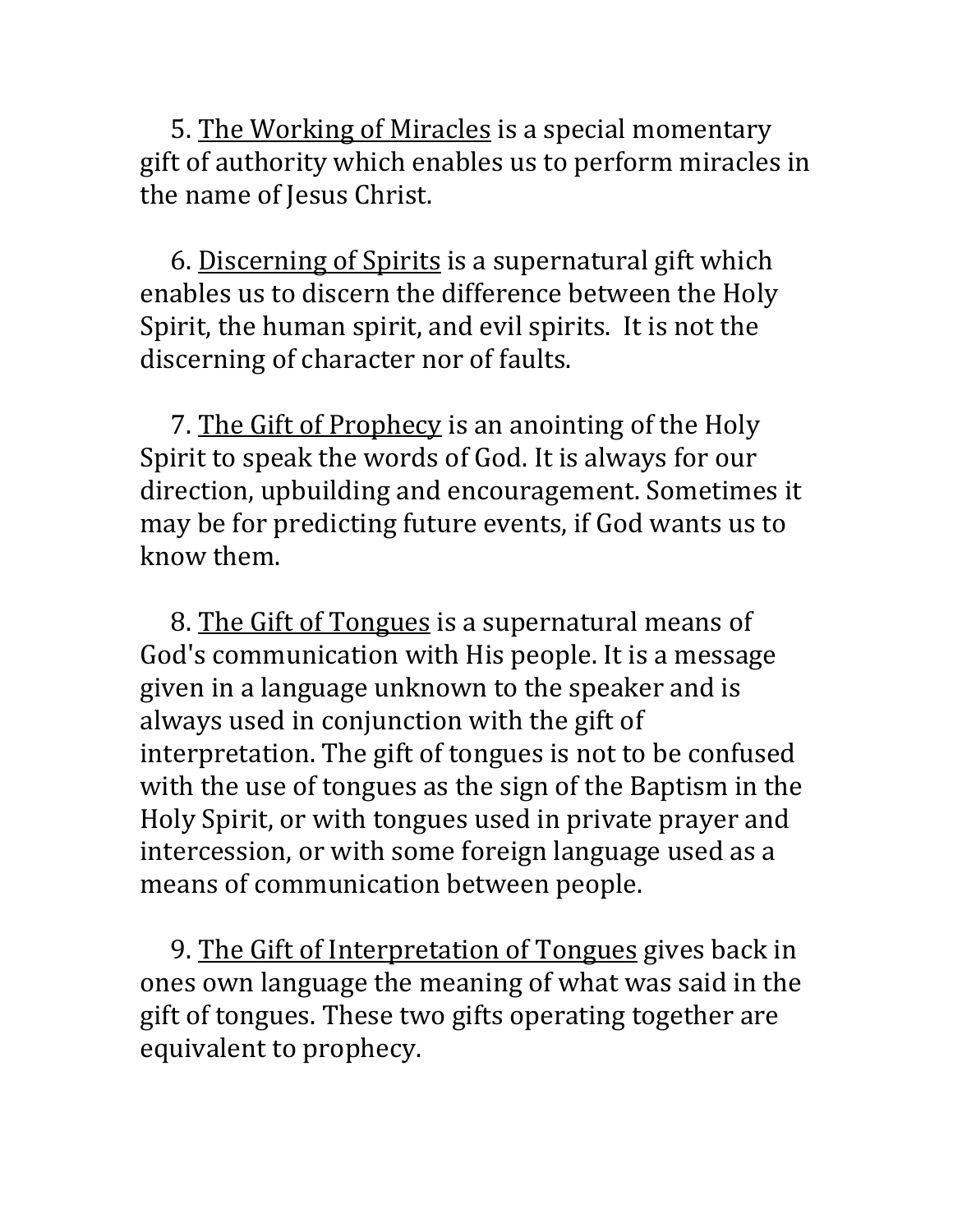5. <u>The Working of Miracles</u> is a special momentary gift of authority which enables us to perform miracles in the name of Jesus Christ.

6. <u>Discerning of Spirits</u> is a supernatural gift which enables us to discern the difference between the Holy Spirit, the human spirit, and evil spirits. It is not the discerning of character nor of faults.

7. <u>The Gift of Prophecy</u> is an anointing of the Holy Spirit to speak the words of God. It is always for our direction, upbuilding and encouragement. Sometimes it may be for predicting future events, if God wants us to know them.

8. <u>The Gift of Tongues</u> is a supernatural means of God's communication with His people. It is a message given in a language unknown to the speaker and is always used in conjunction with the gift of interpretation. The gift of tongues is not to be confused with the use of tongues as the sign of the Baptism in the Holy Spirit, or with tongues used in private prayer and intercession, or with some foreign language used as a means of communication between people.

9. <u>The Gift of Interpretation of Tongues</u> gives back in ones own language the meaning of what was said in the gift of tongues. These two gifts operating together are equivalent to prophecy.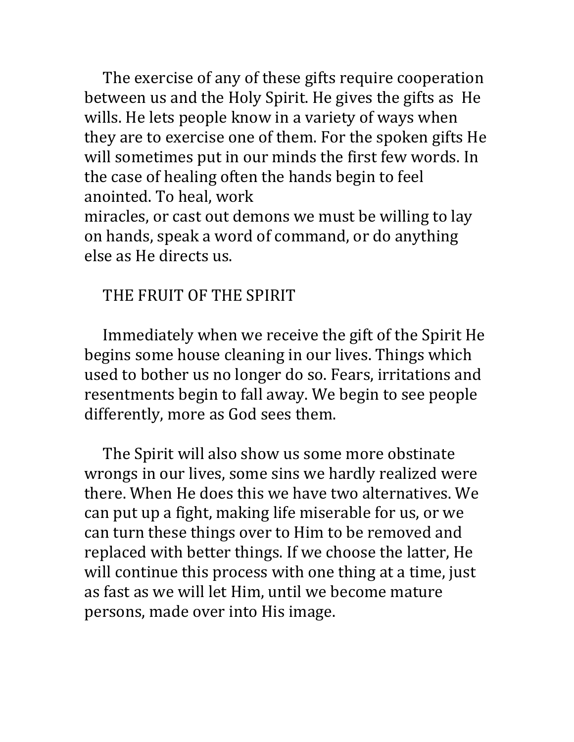The exercise of any of these gifts require cooperation between us and the Holy Spirit. He gives the gifts as He wills. He lets people know in a variety of ways when they are to exercise one of them. For the spoken gifts He will sometimes put in our minds the first few words. In the case of healing often the hands begin to feel anointed. To heal, work miracles, or cast out demons we must be willing to lay on hands, speak a word of command, or do anything else as He directs us.

## THE FRUIT OF THE SPIRIT

Immediately when we receive the gift of the Spirit He begins some house cleaning in our lives. Things which used to bother us no longer do so. Fears, irritations and resentments begin to fall away. We begin to see people differently, more as God sees them.

The Spirit will also show us some more obstinate wrongs in our lives, some sins we hardly realized were there. When He does this we have two alternatives. We can put up a fight, making life miserable for us, or we can turn these things over to Him to be removed and replaced with better things. If we choose the latter, He will continue this process with one thing at a time, just as fast as we will let Him, until we become mature persons, made over into His image.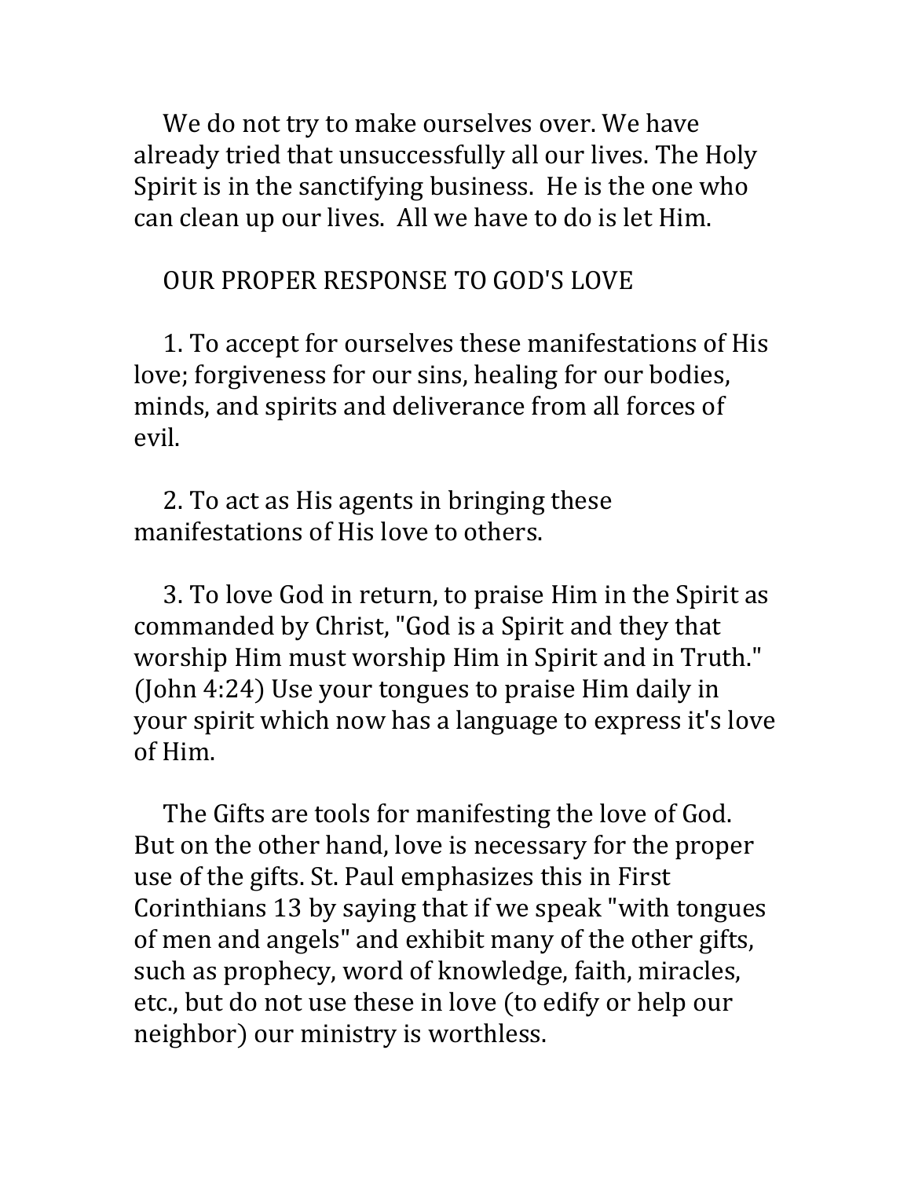We do not try to make ourselves over. We have already tried that unsuccessfully all our lives. The Holy Spirit is in the sanctifying business. He is the one who can clean up our lives. All we have to do is let Him.

## OUR PROPER RESPONSE TO GOD'S LOVE

1. To accept for ourselves these manifestations of His love; forgiveness for our sins, healing for our bodies, minds, and spirits and deliverance from all forces of evil.

2. To act as His agents in bringing these manifestations of His love to others.

3. To love God in return, to praise Him in the Spirit as commanded by Christ, "God is a Spirit and they that worship Him must worship Him in Spirit and in Truth." (John 4:24) Use your tongues to praise Him daily in your spirit which now has a language to express it's love of Him.

The Gifts are tools for manifesting the love of God. But on the other hand, love is necessary for the proper use of the gifts. St. Paul emphasizes this in First Corinthians 13 by saying that if we speak "with tongues of men and angels" and exhibit many of the other gifts, such as prophecy, word of knowledge, faith, miracles, etc., but do not use these in love (to edify or help our neighbor) our ministry is worthless.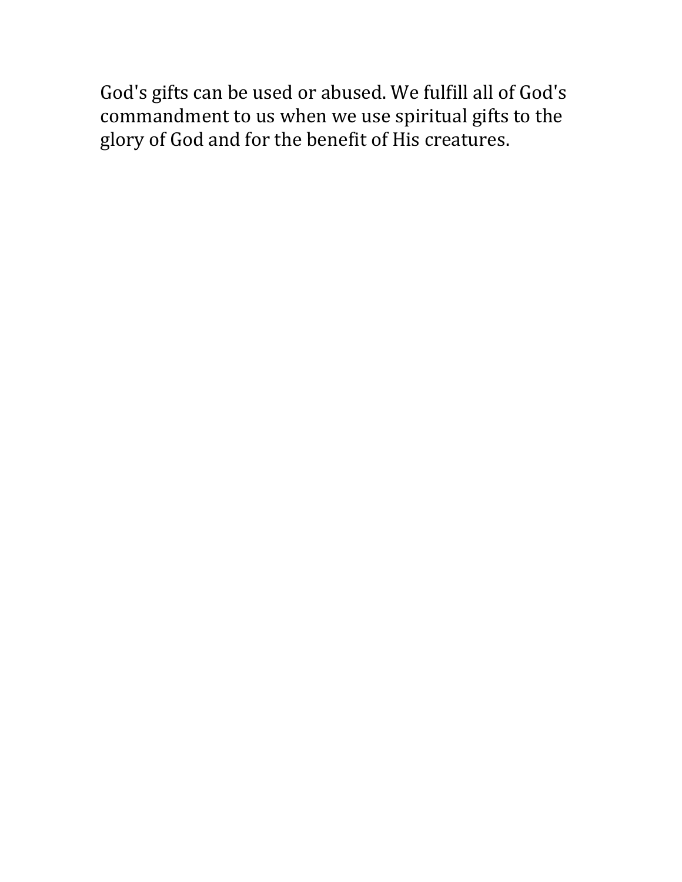God's gifts can be used or abused. We fulfill all of God's commandment to us when we use spiritual gifts to the glory of God and for the benefit of His creatures.